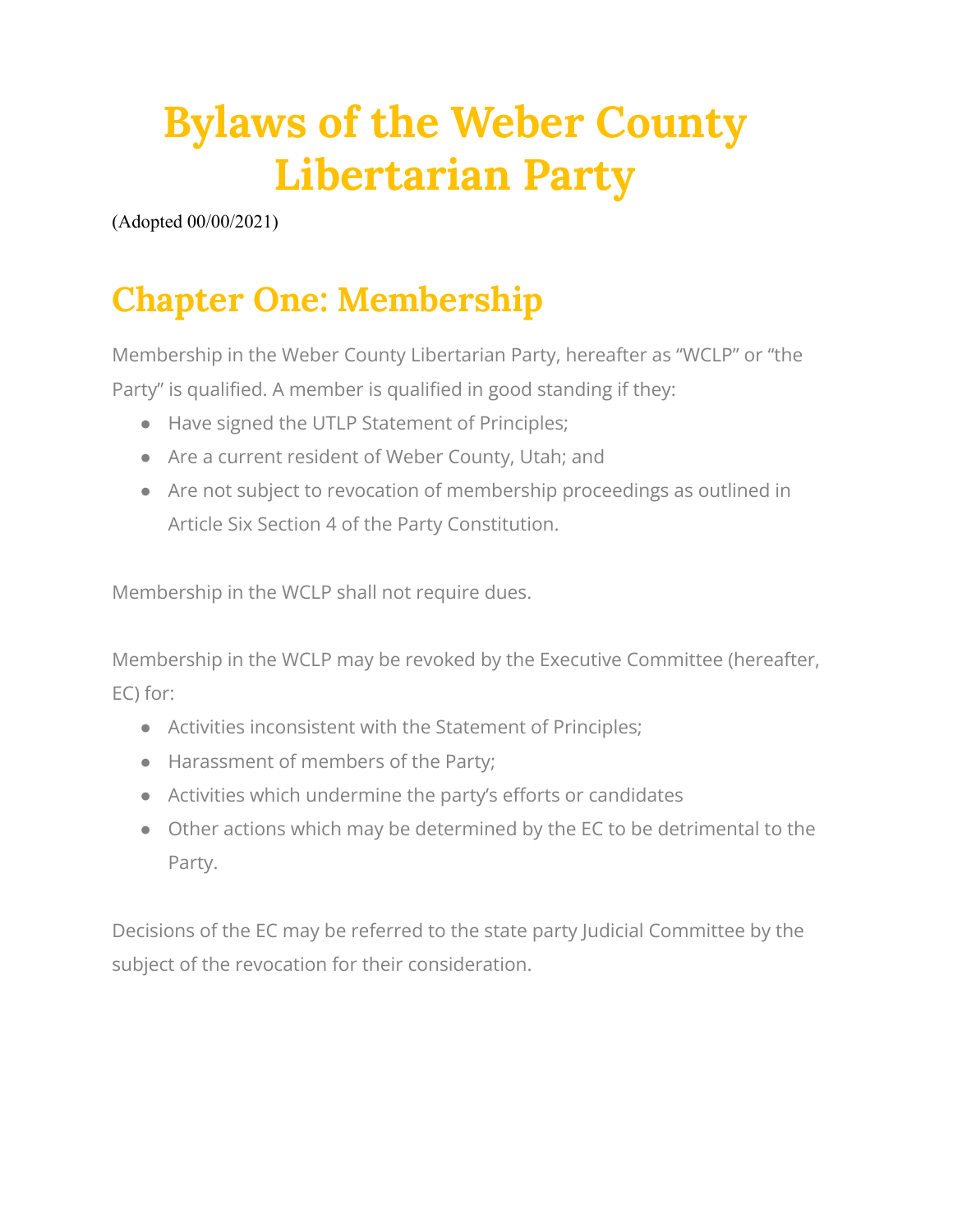# Bylaws of the Weber County Libertarian Party

(Adopted 00/00/2021)

## Chapter One: Membership

Membership in the Weber County Libertarian Party, hereafter as "WCLP" or "the Party" is qualified. A member is qualified in good standing if they:

- Have signed the UTLP Statement of Principles;
- Are a current resident of Weber County, Utah; and
- Are not subject to revocation of membership proceedings as outlined in Article Six Section 4 of the Party Constitution.

Membership in the WCLP shall not require dues.

Membership in the WCLP may be revoked by the Executive Committee (hereafter, EC) for:

- Activities inconsistent with the Statement of Principles;
- Harassment of members of the Party;
- Activities which undermine the party's efforts or candidates
- Other actions which may be determined by the EC to be detrimental to the Party.

Decisions of the EC may be referred to the state party Judicial Committee by the subject of the revocation for their consideration.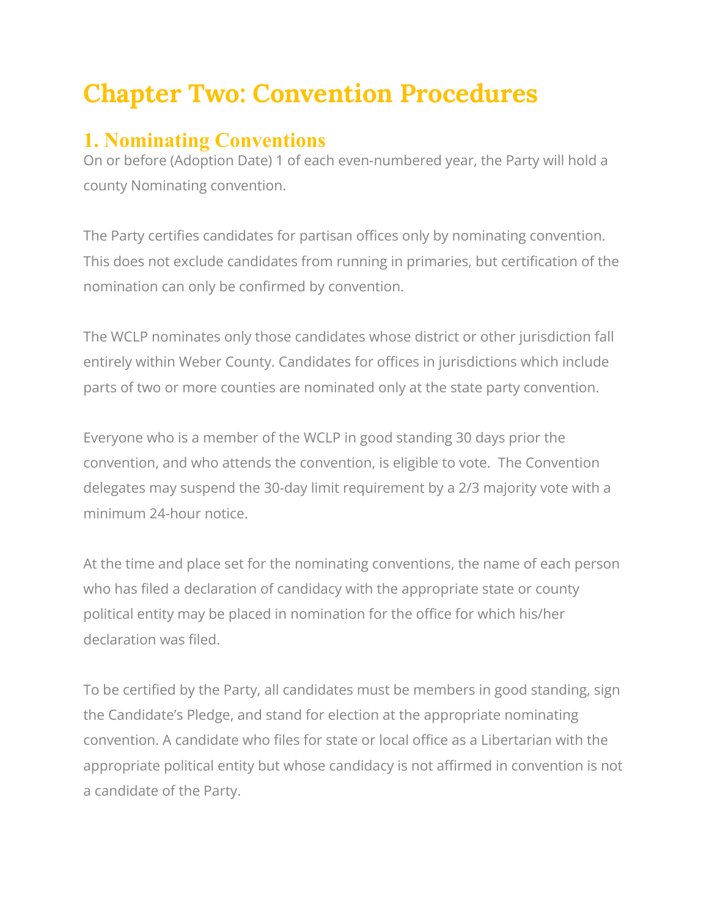# Chapter Two: Convention Procedures

## 1. Nominating Conventions

On or before (Adoption Date) 1 of each even-numbered year, the Party will hold a county Nominating convention.

The Party certifies candidates for partisan offices only by nominating convention. This does not exclude candidates from running in primaries, but certification of the nomination can only be confirmed by convention.

The WCLP nominates only those candidates whose district or other jurisdiction fall entirely within Weber County. Candidates for offices in jurisdictions which include parts of two or more counties are nominated only at the state party convention.

Everyone who is a member of the WCLP in good standing 30 days prior the convention, and who attends the convention, is eligible to vote.  The Convention delegates may suspend the 30-day limit requirement by a 2/3 majority vote with a minimum 24-hour notice.

At the time and place set for the nominating conventions, the name of each person who has filed a declaration of candidacy with the appropriate state or county political entity may be placed in nomination for the office for which his/her declaration was filed.

To be certified by the Party, all candidates must be members in good standing, sign the Candidate's Pledge, and stand for election at the appropriate nominating convention. A candidate who files for state or local office as a Libertarian with the appropriate political entity but whose candidacy is not affirmed in convention is not a candidate of the Party.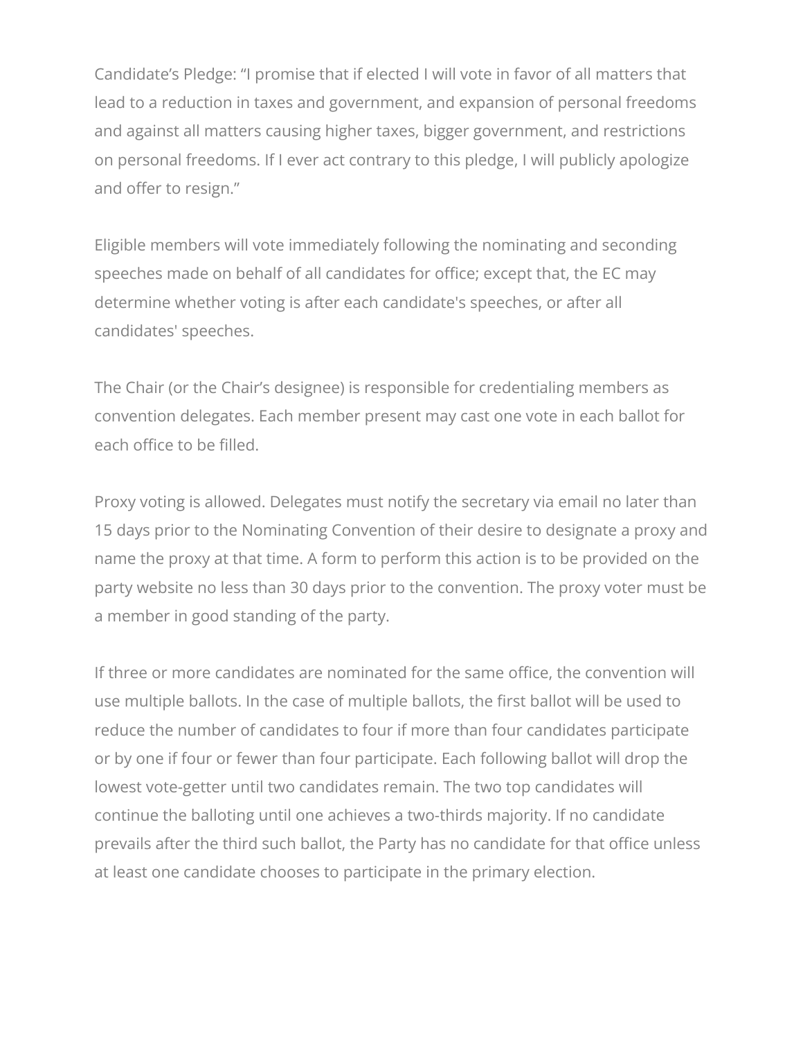Candidate’s Pledge: “I promise that if elected I will vote in favor of all matters that lead to a reduction in taxes and government, and expansion of personal freedoms and against all matters causing higher taxes, bigger government, and restrictions on personal freedoms. If I ever act contrary to this pledge, I will publicly apologize and offer to resign.”

Eligible members will vote immediately following the nominating and seconding speeches made on behalf of all candidates for office; except that, the EC may determine whether voting is after each candidate's speeches, or after all candidates' speeches.

The Chair (or the Chair’s designee) is responsible for credentialing members as convention delegates. Each member present may cast one vote in each ballot for each office to be filled.

Proxy voting is allowed. Delegates must notify the secretary via email no later than 15 days prior to the Nominating Convention of their desire to designate a proxy and name the proxy at that time. A form to perform this action is to be provided on the party website no less than 30 days prior to the convention. The proxy voter must be a member in good standing of the party.

If three or more candidates are nominated for the same office, the convention will use multiple ballots. In the case of multiple ballots, the first ballot will be used to reduce the number of candidates to four if more than four candidates participate or by one if four or fewer than four participate. Each following ballot will drop the lowest vote-getter until two candidates remain. The two top candidates will continue the balloting until one achieves a two-thirds majority. If no candidate prevails after the third such ballot, the Party has no candidate for that office unless at least one candidate chooses to participate in the primary election.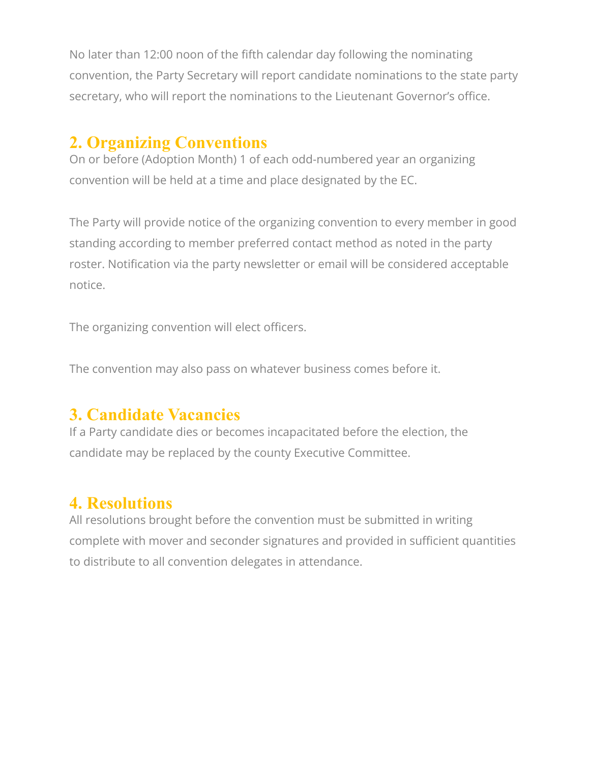No later than 12:00 noon of the fifth calendar day following the nominating convention, the Party Secretary will report candidate nominations to the state party secretary, who will report the nominations to the Lieutenant Governor's office.

## 2. Organizing Conventions

On or before (Adoption Month) 1 of each odd-numbered year an organizing convention will be held at a time and place designated by the EC.

The Party will provide notice of the organizing convention to every member in good standing according to member preferred contact method as noted in the party roster. Notification via the party newsletter or email will be considered acceptable notice.

The organizing convention will elect officers.

The convention may also pass on whatever business comes before it.

## 3. Candidate Vacancies

If a Party candidate dies or becomes incapacitated before the election, the candidate may be replaced by the county Executive Committee.

## 4. Resolutions

All resolutions brought before the convention must be submitted in writing complete with mover and seconder signatures and provided in sufficient quantities to distribute to all convention delegates in attendance.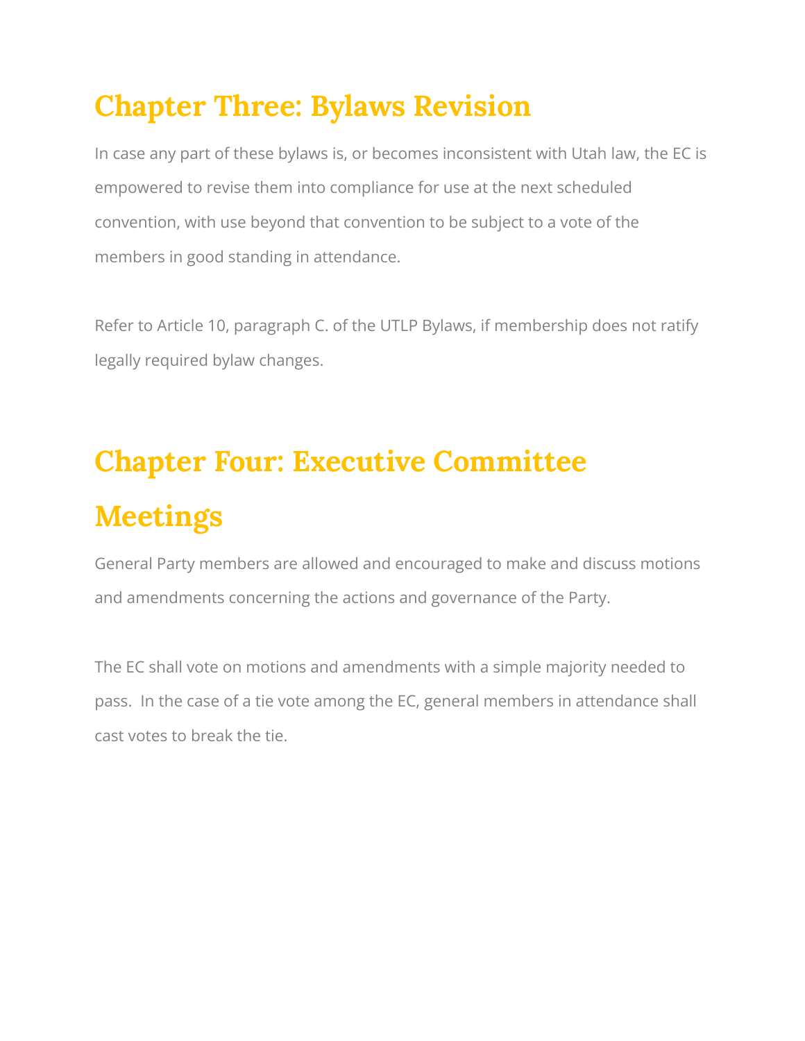## Chapter Three: Bylaws Revision

In case any part of these bylaws is, or becomes inconsistent with Utah law, the EC is empowered to revise them into compliance for use at the next scheduled convention, with use beyond that convention to be subject to a vote of the members in good standing in attendance.

Refer to Article 10, paragraph C. of the UTLP Bylaws, if membership does not ratify legally required bylaw changes.

## Chapter Four: Executive Committee Meetings

General Party members are allowed and encouraged to make and discuss motions and amendments concerning the actions and governance of the Party.

The EC shall vote on motions and amendments with a simple majority needed to pass. In the case of a tie vote among the EC, general members in attendance shall cast votes to break the tie.